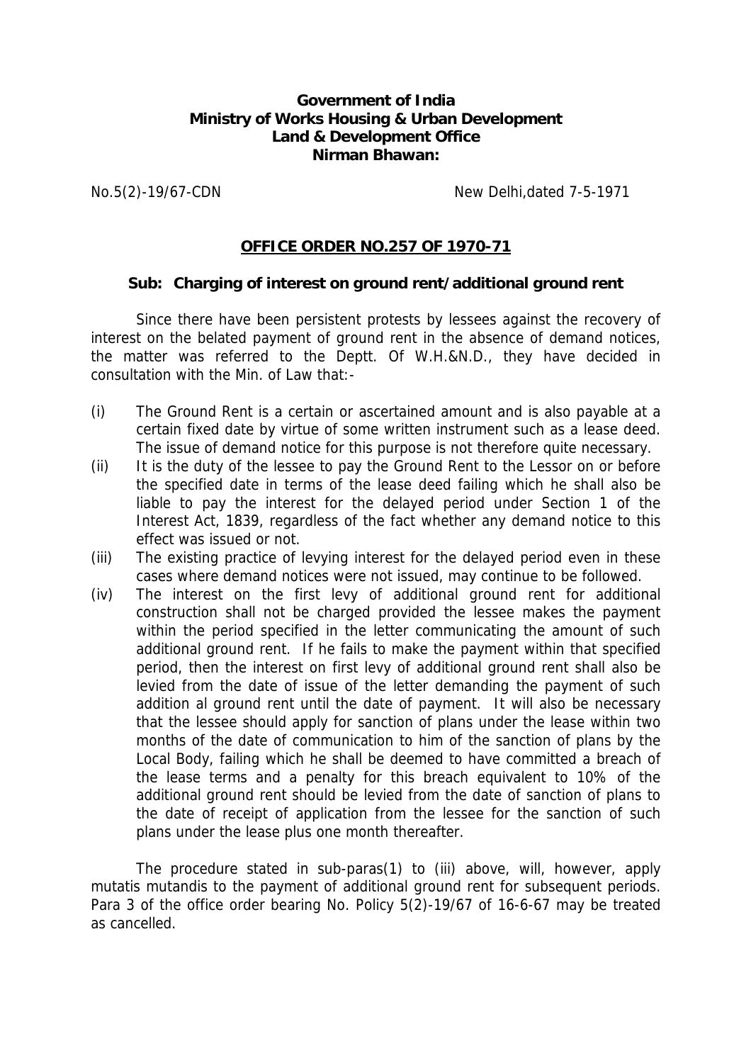**Government of India**
**Ministry of Works Housing & Urban Development**
**Land & Development Office**
**Nirman Bhawan:**

No.5(2)-19/67-CDN New Delhi,dated 7-5-1971

## OFFICE ORDER NO.257 OF 1970-71

**Sub: Charging of interest on ground rent/additional ground rent**

Since there have been persistent protests by lessees against the recovery of interest on the belated payment of ground rent in the absence of demand notices, the matter was referred to the Deptt. Of W.H.&N.D., they have decided in consultation with the Min. of Law that:-

(i) The Ground Rent is a certain or ascertained amount and is also payable at a certain fixed date by virtue of some written instrument such as a lease deed. The issue of demand notice for this purpose is not therefore quite necessary.

(ii) It is the duty of the lessee to pay the Ground Rent to the Lessor on or before the specified date in terms of the lease deed failing which he shall also be liable to pay the interest for the delayed period under Section 1 of the Interest Act, 1839, regardless of the fact whether any demand notice to this effect was issued or not.

(iii) The existing practice of levying interest for the delayed period even in these cases where demand notices were not issued, may continue to be followed.

(iv) The interest on the first levy of additional ground rent for additional construction shall not be charged provided the lessee makes the payment within the period specified in the letter communicating the amount of such additional ground rent. If he fails to make the payment within that specified period, then the interest on first levy of additional ground rent shall also be levied from the date of issue of the letter demanding the payment of such addition al ground rent until the date of payment. It will also be necessary that the lessee should apply for sanction of plans under the lease within two months of the date of communication to him of the sanction of plans by the Local Body, failing which he shall be deemed to have committed a breach of the lease terms and a penalty for this breach equivalent to 10% of the additional ground rent should be levied from the date of sanction of plans to the date of receipt of application from the lessee for the sanction of such plans under the lease plus one month thereafter.

The procedure stated in sub-paras(1) to (iii) above, will, however, apply mutatis mutandis to the payment of additional ground rent for subsequent periods. Para 3 of the office order bearing No. Policy 5(2)-19/67 of 16-6-67 may be treated as cancelled.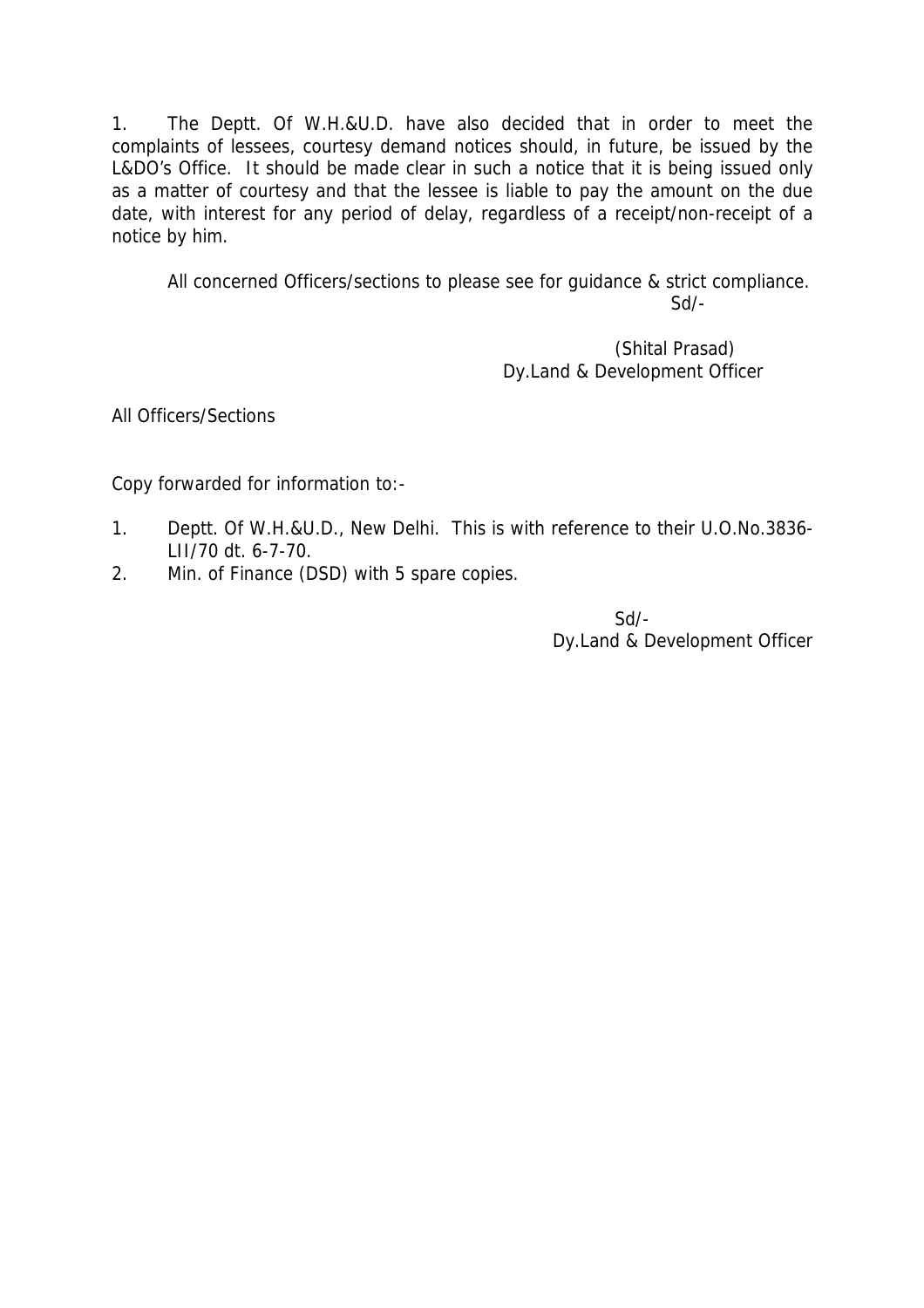1. The Deptt. Of W.H.&U.D. have also decided that in order to meet the complaints of lessees, courtesy demand notices should, in future, be issued by the L&DO's Office. It should be made clear in such a notice that it is being issued only as a matter of courtesy and that the lessee is liable to pay the amount on the due date, with interest for any period of delay, regardless of a receipt/non-receipt of a notice by him.

All concerned Officers/sections to please see for guidance & strict compliance.

Sd/-

(Shital Prasad)
Dy.Land & Development Officer

All Officers/Sections

Copy forwarded for information to:-

1. Deptt. Of W.H.&U.D., New Delhi. This is with reference to their U.O.No.3836-LII/70 dt. 6-7-70.
2. Min. of Finance (DSD) with 5 spare copies.

Sd/-
Dy.Land & Development Officer